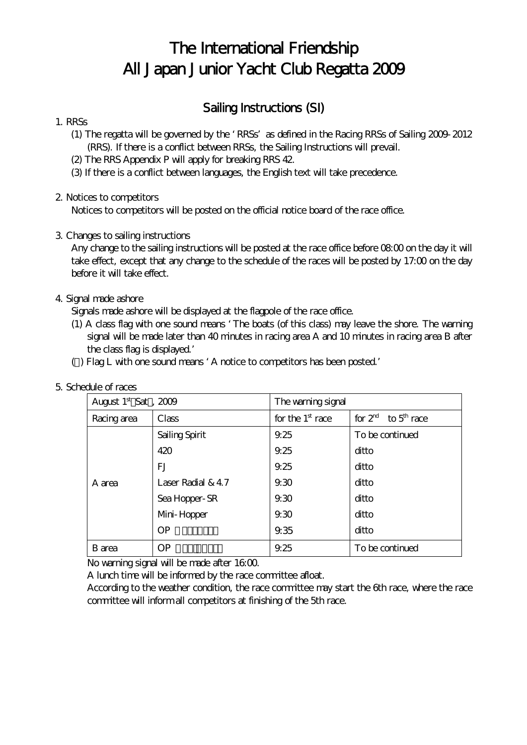# The International Friendship All Japan Junior Yacht Club Regatta 2009

## Sailing Instructions (SI)

1. RRSs
   (1) The regatta will be governed by the 'RRSs' as defined in the Racing RRSs of Sailing 2009-2012 (RRS). If there is a conflict between RRSs, the Sailing Instructions will prevail.
   (2) The RRS Appendix P will apply for breaking RRS 42.
   (3) If there is a conflict between languages, the English text will take precedence.

2. Notices to competitors
   Notices to competitors will be posted on the official notice board of the race office.

3. Changes to sailing instructions
   Any change to the sailing instructions will be posted at the race office before 08:00 on the day it will take effect, except that any change to the schedule of the races will be posted by 17:00 on the day before it will take effect.

4. Signal made ashore
   Signals made ashore will be displayed at the flagpole of the race office.
   (1) A class flag with one sound means 'The boats (of this class) may leave the shore. The warning signal will be made later than 40 minutes in racing area A and 10 minutes in racing area B after the class flag is displayed.'
   ( ) Flag L with one sound means 'A notice to competitors has been posted.'

5. Schedule of races

| August 1st Sat , 2009 | | The warning signal | |
|---|---|---|---|
| Racing area | Class | for the 1st race | for 2nd to 5th race |
| A area | Sailing Spirit | 9:25 | To be continued |
| | 420 | 9:25 | ditto |
| | FJ | 9:25 | ditto |
| | Laser Radial & 4.7 | 9:30 | ditto |
| | Sea Hopper-SR | 9:30 | ditto |
| | Mini-Hopper | 9:30 | ditto |
| | OP | 9:35 | ditto |
| B area | OP | 9:25 | To be continued |

No warning signal will be made after 16:00.
A lunch time will be informed by the race committee afloat.
According to the weather condition, the race committee may start the 6th race, where the race committee will inform all competitors at finishing of the 5th race.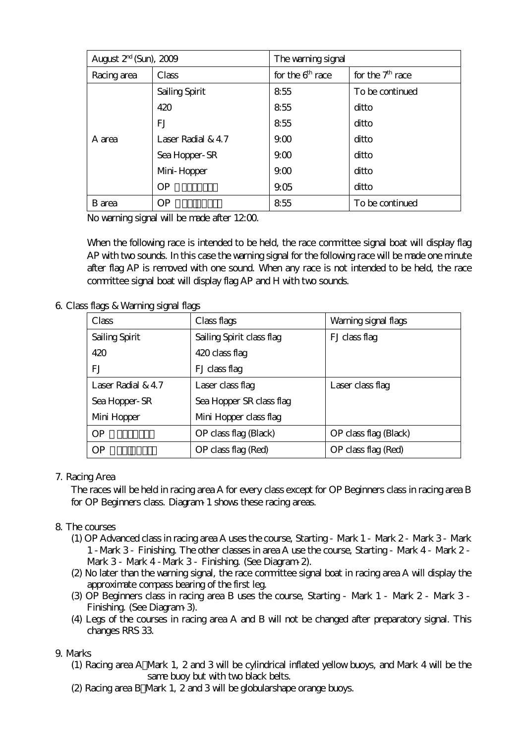| August 2nd (Sun), 2009 | | The warning signal | |
|---|---|---|---|
| Racing area | Class | for the 6th race | for the 7th race |
| A area | Sailing Spirit | 8:55 | To be continued |
| | 420 | 8:55 | ditto |
| | FJ | 8:55 | ditto |
| | Laser Radial & 4.7 | 9:00 | ditto |
| | Sea Hopper-SR | 9:00 | ditto |
| | Mini-Hopper | 9:00 | ditto |
| | OP | 9:05 | ditto |
| B area | OP | 8:55 | To be continued |

No warning signal will be made after 12:00.

When the following race is intended to be held, the race committee signal boat will display flag AP with two sounds. In this case the warning signal for the following race will be made one minute after flag AP is removed with one sound. When any race is not intended to be held, the race committee signal boat will display flag AP and H with two sounds.

6. Class flags & Warning signal flags

| Class | Class flags | Warning signal flags |
|---|---|---|
| Sailing Spirit | Sailing Spirit class flag | FJ class flag |
| 420 | 420 class flag | |
| FJ | FJ class flag | |
| Laser Radial & 4.7 | Laser class flag | Laser class flag |
| Sea Hopper-SR | Sea Hopper SR class flag | |
| Mini Hopper | Mini Hopper class flag | |
| OP | OP class flag (Black) | OP class flag (Black) |
| OP | OP class flag (Red) | OP class flag (Red) |

7. Racing Area

The races will be held in racing area A for every class except for OP Beginners class in racing area B for OP Beginners class. Diagram-1 shows these racing areas.

8. The courses

(1) OP Advanced class in racing area A uses the course, Starting - Mark 1 - Mark 2 - Mark 3 - Mark 1 - Mark 3 - Finishing. The other classes in area A use the course, Starting - Mark 4 - Mark 2 - Mark 3 - Mark 4 - Mark 3 - Finishing. (See Diagram-2).

(2) No later than the warning signal, the race committee signal boat in racing area A will display the approximate compass bearing of the first leg.

(3) OP Beginners class in racing area B uses the course, Starting - Mark 1 - Mark 2 - Mark 3 - Finishing. (See Diagram-3).

(4) Legs of the courses in racing area A and B will not be changed after preparatory signal. This changes RRS 33.

9. Marks

(1) Racing area A: Mark 1, 2 and 3 will be cylindrical inflated yellow buoys, and Mark 4 will be the same buoy but with two black belts.

(2) Racing area B: Mark 1, 2 and 3 will be globularshape orange buoys.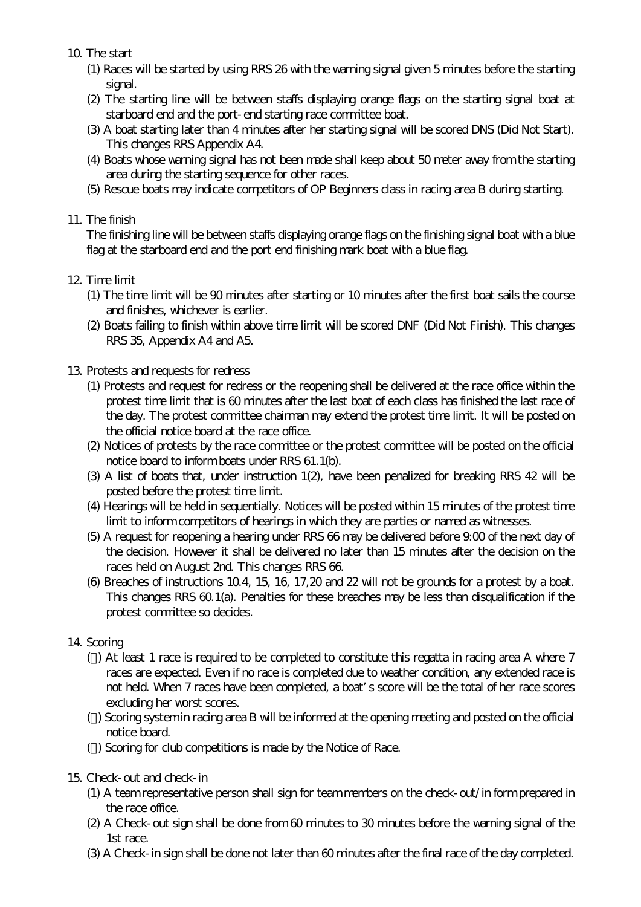10. The start

   (1) Races will be started by using RRS 26 with the warning signal given 5 minutes before the starting signal.

   (2) The starting line will be between staffs displaying orange flags on the starting signal boat at starboard end and the port-end starting race committee boat.

   (3) A boat starting later than 4 minutes after her starting signal will be scored DNS (Did Not Start). This changes RRS Appendix A4.

   (4) Boats whose warning signal has not been made shall keep about 50 meter away from the starting area during the starting sequence for other races.

   (5) Rescue boats may indicate competitors of OP Beginners class in racing area B during starting.

11. The finish

   The finishing line will be between staffs displaying orange flags on the finishing signal boat with a blue flag at the starboard end and the port end finishing mark boat with a blue flag.

12. Time limit

   (1) The time limit will be 90 minutes after starting or 10 minutes after the first boat sails the course and finishes, whichever is earlier.

   (2) Boats failing to finish within above time limit will be scored DNF (Did Not Finish). This changes RRS 35, Appendix A4 and A5.

13. Protests and requests for redress

   (1) Protests and request for redress or the reopening shall be delivered at the race office within the protest time limit that is 60 minutes after the last boat of each class has finished the last race of the day. The protest committee chairman may extend the protest time limit. It will be posted on the official notice board at the race office.

   (2) Notices of protests by the race committee or the protest committee will be posted on the official notice board to inform boats under RRS 61.1(b).

   (3) A list of boats that, under instruction 1(2), have been penalized for breaking RRS 42 will be posted before the protest time limit.

   (4) Hearings will be held in sequentially. Notices will be posted within 15 minutes of the protest time limit to inform competitors of hearings in which they are parties or named as witnesses.

   (5) A request for reopening a hearing under RRS 66 may be delivered before 9:00 of the next day of the decision. However it shall be delivered no later than 15 minutes after the decision on the races held on August 2nd. This changes RRS 66.

   (6) Breaches of instructions 10.4, 15, 16, 17,20 and 22 will not be grounds for a protest by a boat. This changes RRS 60.1(a). Penalties for these breaches may be less than disqualification if the protest committee so decides.

14. Scoring

   (1) At least 1 race is required to be completed to constitute this regatta in racing area A where 7 races are expected. Even if no race is completed due to weather condition, any extended race is not held. When 7 races have been completed, a boat's score will be the total of her race scores excluding her worst scores.

   (2) Scoring system in racing area B will be informed at the opening meeting and posted on the official notice board.

   (3) Scoring for club competitions is made by the Notice of Race.

15. Check-out and check-in

   (1) A team representative person shall sign for team members on the check-out/in form prepared in the race office.

   (2) A Check-out sign shall be done from 60 minutes to 30 minutes before the warning signal of the 1st race.

   (3) A Check-in sign shall be done not later than 60 minutes after the final race of the day completed.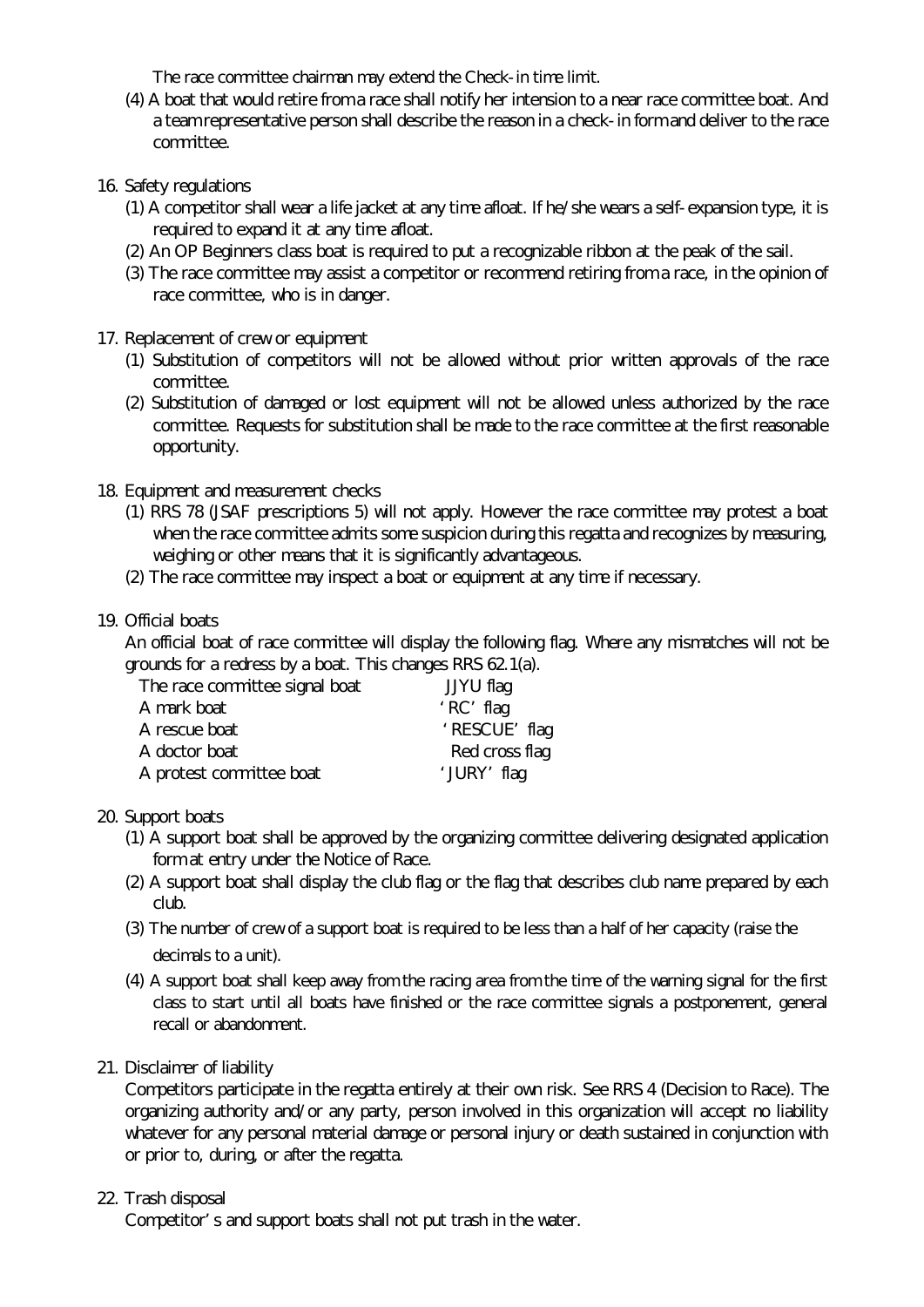The race committee chairman may extend the Check-in time limit.

(4) A boat that would retire from a race shall notify her intension to a near race committee boat. And a team representative person shall describe the reason in a check-in form and deliver to the race committee.

16. Safety regulations

(1) A competitor shall wear a life jacket at any time afloat. If he/she wears a self-expansion type, it is required to expand it at any time afloat.

(2) An OP Beginners class boat is required to put a recognizable ribbon at the peak of the sail.

(3) The race committee may assist a competitor or recommend retiring from a race, in the opinion of race committee, who is in danger.

17. Replacement of crew or equipment

(1) Substitution of competitors will not be allowed without prior written approvals of the race committee.

(2) Substitution of damaged or lost equipment will not be allowed unless authorized by the race committee. Requests for substitution shall be made to the race committee at the first reasonable opportunity.

18. Equipment and measurement checks

(1) RRS 78 (JSAF prescriptions 5) will not apply. However the race committee may protest a boat when the race committee admits some suspicion during this regatta and recognizes by measuring, weighing or other means that it is significantly advantageous.

(2) The race committee may inspect a boat or equipment at any time if necessary.

19. Official boats

An official boat of race committee will display the following flag. Where any mismatches will not be grounds for a redress by a boat. This changes RRS 62.1(a).

| | |
|---|---|
| The race committee signal boat | JJYU flag |
| A mark boat | 'RC' flag |
| A rescue boat | 'RESCUE' flag |
| A doctor boat | Red cross flag |
| A protest committee boat | 'JURY' flag |

20. Support boats

(1) A support boat shall be approved by the organizing committee delivering designated application form at entry under the Notice of Race.

(2) A support boat shall display the club flag or the flag that describes club name prepared by each club.

(3) The number of crew of a support boat is required to be less than a half of her capacity (raise the decimals to a unit).

(4) A support boat shall keep away from the racing area from the time of the warning signal for the first class to start until all boats have finished or the race committee signals a postponement, general recall or abandonment.

21. Disclaimer of liability

Competitors participate in the regatta entirely at their own risk. See RRS 4 (Decision to Race). The organizing authority and/or any party, person involved in this organization will accept no liability whatever for any personal material damage or personal injury or death sustained in conjunction with or prior to, during, or after the regatta.

22. Trash disposal

Competitor's and support boats shall not put trash in the water.